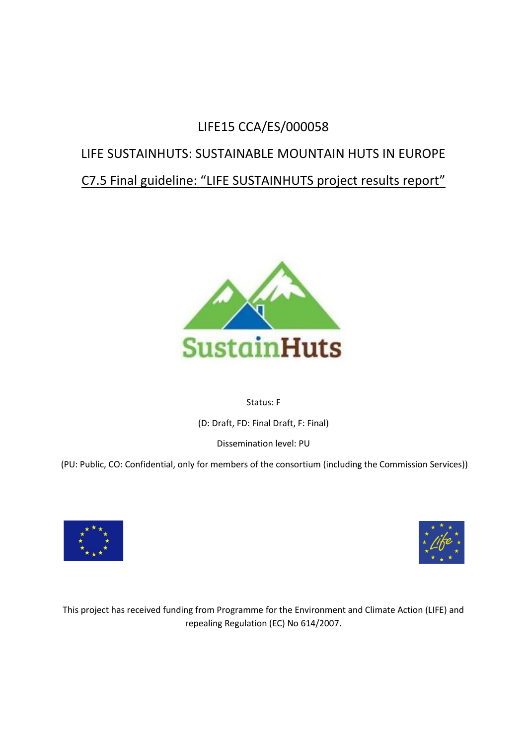LIFE15 CCA/ES/000058

LIFE SUSTAINHUTS: SUSTAINABLE MOUNTAIN HUTS IN EUROPE

C7.5 Final guideline: "LIFE SUSTAINHUTS project results report"

SustainHuts

Status: F

(D: Draft, FD: Final Draft, F: Final)

Dissemination level: PU

(PU: Public, CO: Confidential, only for members of the consortium (including the Commission Services))

This project has received funding from Programme for the Environment and Climate Action (LIFE) and repealing Regulation (EC) No 614/2007.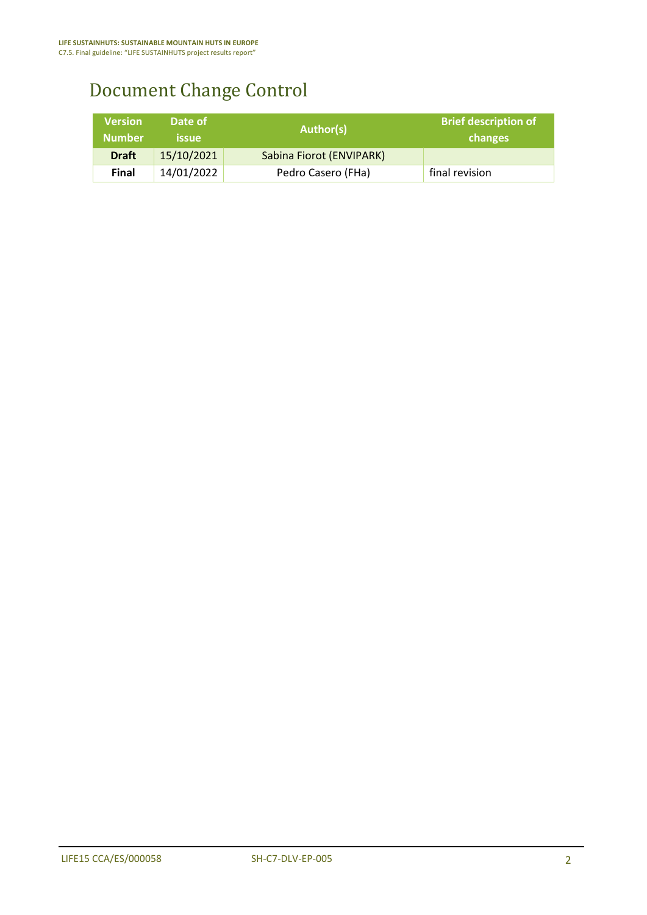# Document Change Control

| Version Number | Date of issue | Author(s) | Brief description of changes |
|---|---|---|---|
| **Draft** | 15/10/2021 | Sabina Fiorot (ENVIPARK) | |
| **Final** | 14/01/2022 | Pedro Casero (FHa) | final revision |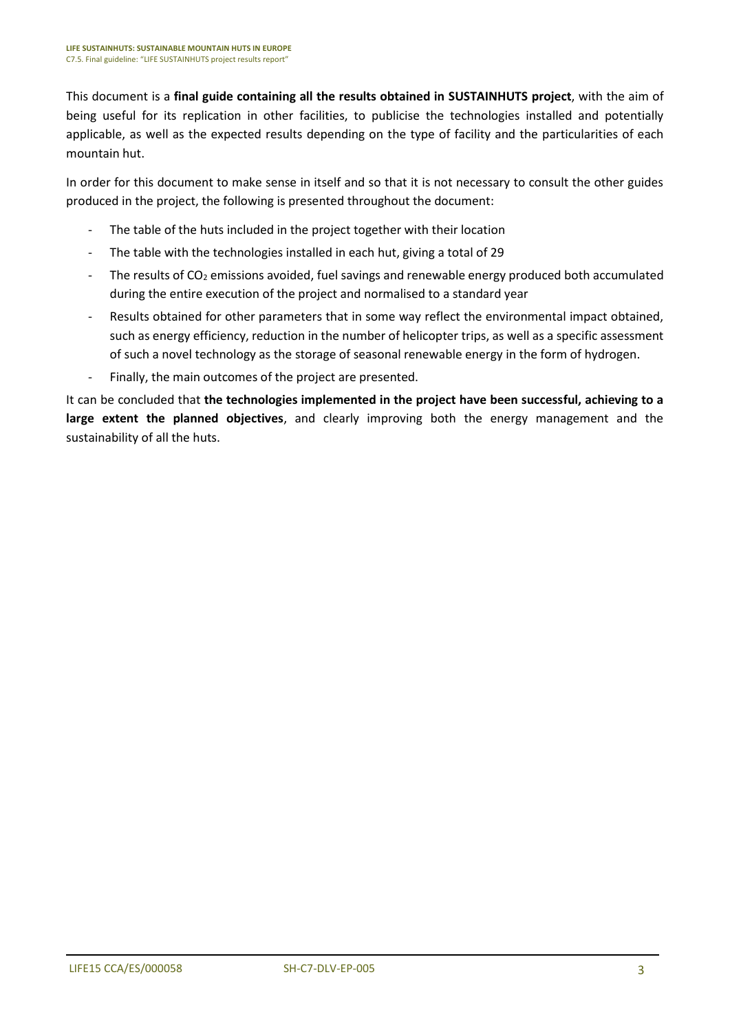This document is a **final guide containing all the results obtained in SUSTAINHUTS project**, with the aim of being useful for its replication in other facilities, to publicise the technologies installed and potentially applicable, as well as the expected results depending on the type of facility and the particularities of each mountain hut.

In order for this document to make sense in itself and so that it is not necessary to consult the other guides produced in the project, the following is presented throughout the document:

- The table of the huts included in the project together with their location
- The table with the technologies installed in each hut, giving a total of 29
- The results of $CO_2$ emissions avoided, fuel savings and renewable energy produced both accumulated during the entire execution of the project and normalised to a standard year
- Results obtained for other parameters that in some way reflect the environmental impact obtained, such as energy efficiency, reduction in the number of helicopter trips, as well as a specific assessment of such a novel technology as the storage of seasonal renewable energy in the form of hydrogen.
- Finally, the main outcomes of the project are presented.

It can be concluded that **the technologies implemented in the project have been successful, achieving to a large extent the planned objectives**, and clearly improving both the energy management and the sustainability of all the huts.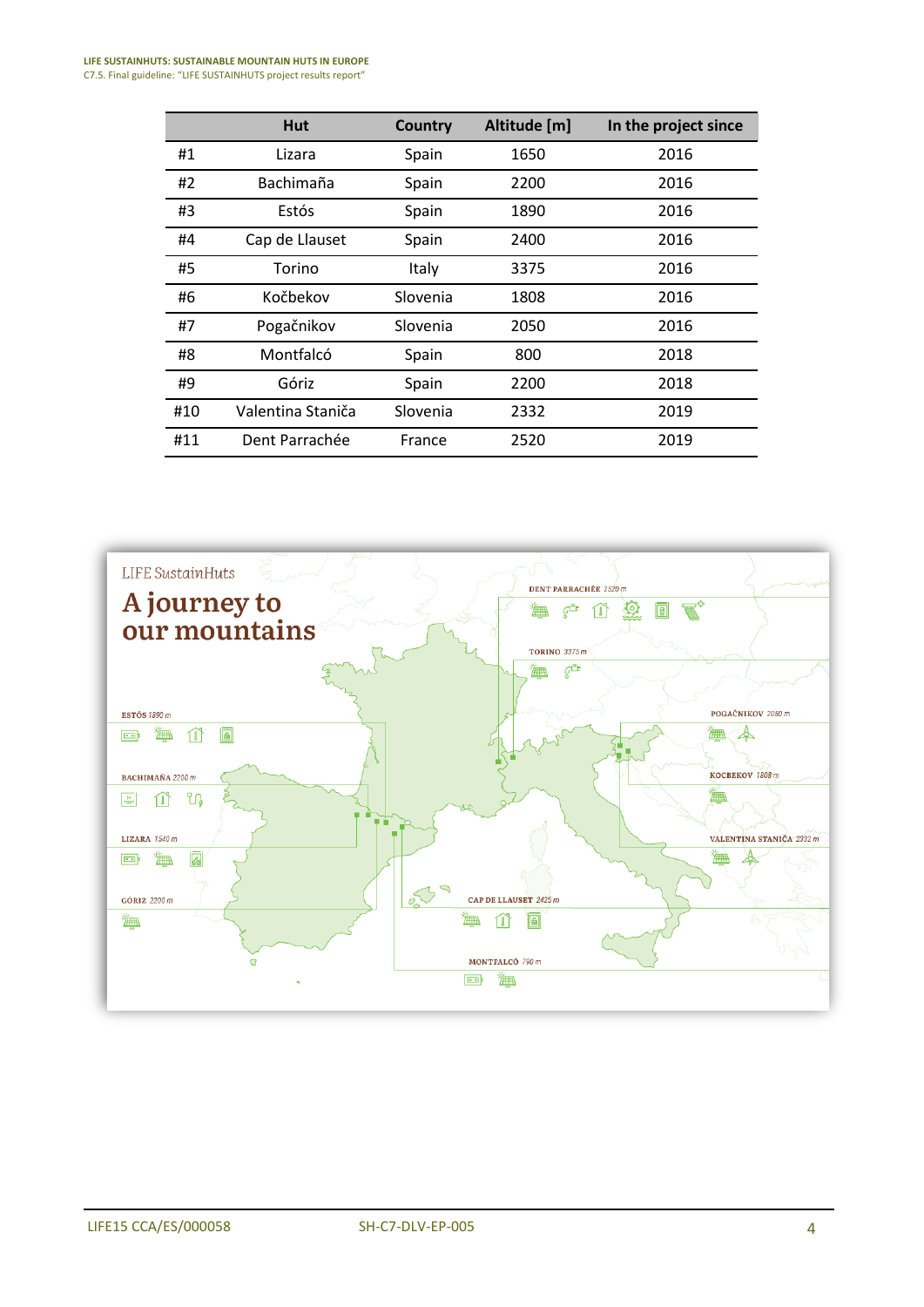| | Hut | Country | Altitude [m] | In the project since |
|---|---|---|---|---|
| #1 | Lizara | Spain | 1650 | 2016 |
| #2 | Bachimaña | Spain | 2200 | 2016 |
| #3 | Estós | Spain | 1890 | 2016 |
| #4 | Cap de Llauset | Spain | 2400 | 2016 |
| #5 | Torino | Italy | 3375 | 2016 |
| #6 | Kočbekov | Slovenia | 1808 | 2016 |
| #7 | Pogačnikov | Slovenia | 2050 | 2016 |
| #8 | Montfalcó | Spain | 800 | 2018 |
| #9 | Góriz | Spain | 2200 | 2018 |
| #10 | Valentina Staniča | Slovenia | 2332 | 2019 |
| #11 | Dent Parrachée | France | 2520 | 2019 |

LIFE SustainHuts

**A journey to our mountains**

DENT PARRACHÉE 2520 m

TORINO 3375 m

ESTÓS 1890 m

POGAČNIKOV 2050 m

BACHIMAÑA 2200 m

KOCBEKOV 1808 m

LIZARA 1540 m

VALENTINA STANIČA 2332 m

GÓRIZ 2200 m

CAP DE LLAUSET 2425 m

MONTFALCÓ 790 m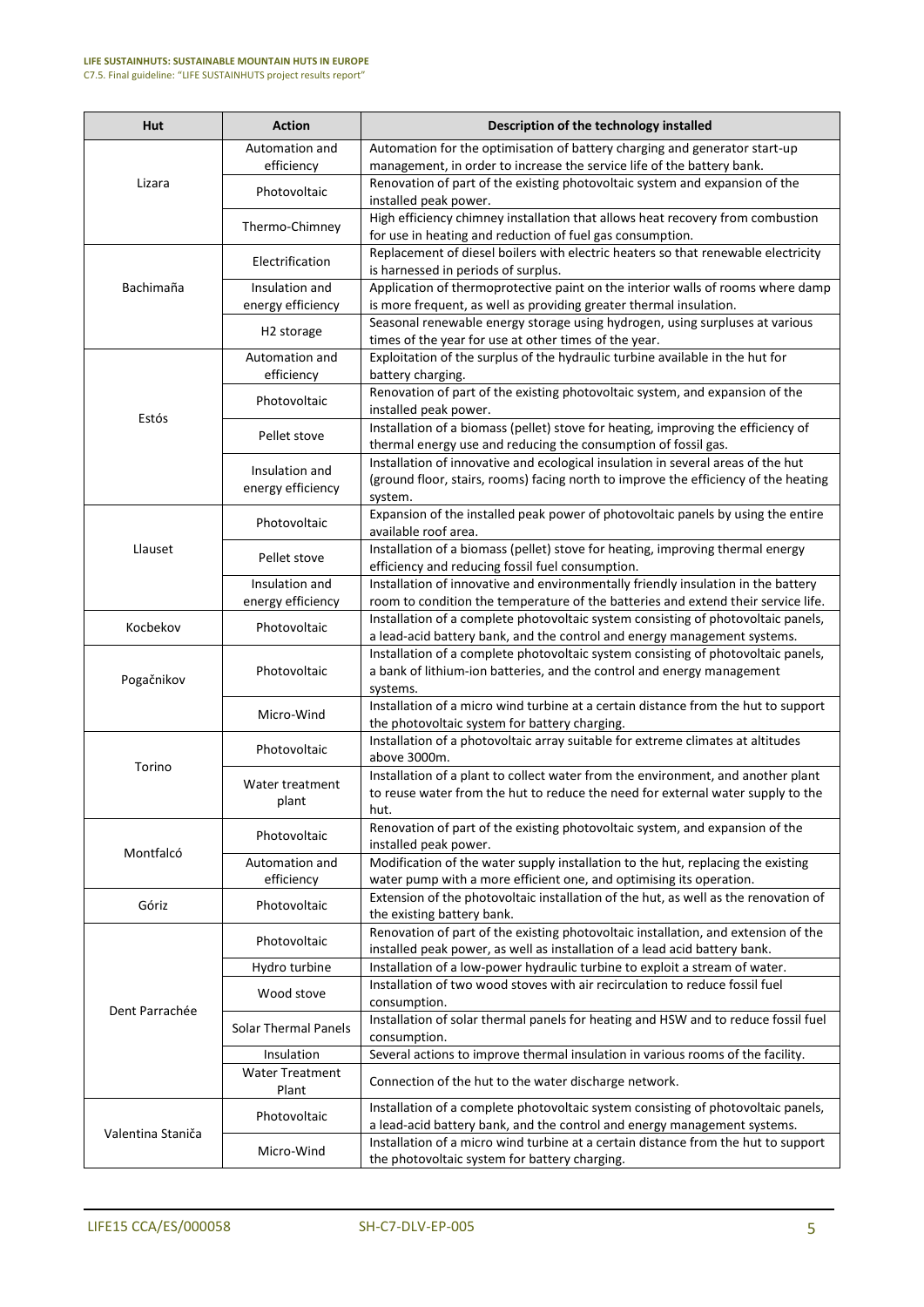| Hut | Action | Description of the technology installed |
| --- | --- | --- |
| Lizara | Automation and efficiency | Automation for the optimisation of battery charging and generator start-up management, in order to increase the service life of the battery bank. |
| | Photovoltaic | Renovation of part of the existing photovoltaic system and expansion of the installed peak power. |
| | Thermo-Chimney | High efficiency chimney installation that allows heat recovery from combustion for use in heating and reduction of fuel gas consumption. |
| Bachimaña | Electrification | Replacement of diesel boilers with electric heaters so that renewable electricity is harnessed in periods of surplus. |
| | Insulation and energy efficiency | Application of thermoprotective paint on the interior walls of rooms where damp is more frequent, as well as providing greater thermal insulation. |
| | $H_2$ storage | Seasonal renewable energy storage using hydrogen, using surpluses at various times of the year for use at other times of the year. |
| Estós | Automation and efficiency | Exploitation of the surplus of the hydraulic turbine available in the hut for battery charging. |
| | Photovoltaic | Renovation of part of the existing photovoltaic system, and expansion of the installed peak power. |
| | Pellet stove | Installation of a biomass (pellet) stove for heating, improving the efficiency of thermal energy use and reducing the consumption of fossil gas. |
| | Insulation and energy efficiency | Installation of innovative and ecological insulation in several areas of the hut (ground floor, stairs, rooms) facing north to improve the efficiency of the heating system. |
| Llauset | Photovoltaic | Expansion of the installed peak power of photovoltaic panels by using the entire available roof area. |
| | Pellet stove | Installation of a biomass (pellet) stove for heating, improving thermal energy efficiency and reducing fossil fuel consumption. |
| | Insulation and energy efficiency | Installation of innovative and environmentally friendly insulation in the battery room to condition the temperature of the batteries and extend their service life. |
| Kocbekov | Photovoltaic | Installation of a complete photovoltaic system consisting of photovoltaic panels, a lead-acid battery bank, and the control and energy management systems. |
| Pogačnikov | Photovoltaic | Installation of a complete photovoltaic system consisting of photovoltaic panels, a bank of lithium-ion batteries, and the control and energy management systems. |
| | Micro-Wind | Installation of a micro wind turbine at a certain distance from the hut to support the photovoltaic system for battery charging. |
| Torino | Photovoltaic | Installation of a photovoltaic array suitable for extreme climates at altitudes above 3000m. |
| | Water treatment plant | Installation of a plant to collect water from the environment, and another plant to reuse water from the hut to reduce the need for external water supply to the hut. |
| Montfalcó | Photovoltaic | Renovation of part of the existing photovoltaic system, and expansion of the installed peak power. |
| | Automation and efficiency | Modification of the water supply installation to the hut, replacing the existing water pump with a more efficient one, and optimising its operation. |
| Góriz | Photovoltaic | Extension of the photovoltaic installation of the hut, as well as the renovation of the existing battery bank. |
| Dent Parrachée | Photovoltaic | Renovation of part of the existing photovoltaic installation, and extension of the installed peak power, as well as installation of a lead acid battery bank. |
| | Hydro turbine | Installation of a low-power hydraulic turbine to exploit a stream of water. |
| | Wood stove | Installation of two wood stoves with air recirculation to reduce fossil fuel consumption. |
| | Solar Thermal Panels | Installation of solar thermal panels for heating and HSW and to reduce fossil fuel consumption. |
| | Insulation | Several actions to improve thermal insulation in various rooms of the facility. |
| | Water Treatment Plant | Connection of the hut to the water discharge network. |
| Valentina Staniča | Photovoltaic | Installation of a complete photovoltaic system consisting of photovoltaic panels, a lead-acid battery bank, and the control and energy management systems. |
| | Micro-Wind | Installation of a micro wind turbine at a certain distance from the hut to support the photovoltaic system for battery charging. |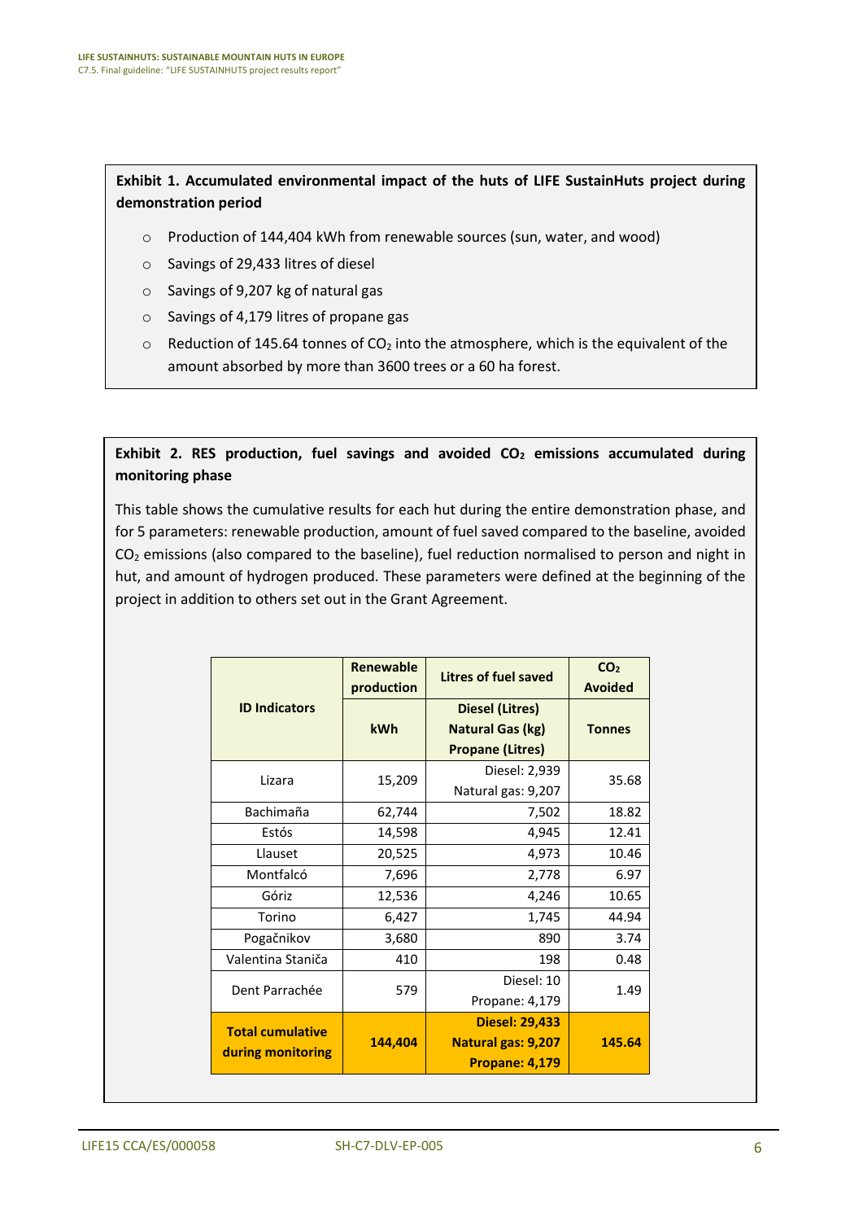**Exhibit 1. Accumulated environmental impact of the huts of LIFE SustainHuts project during demonstration period**

- Production of 144,404 kWh from renewable sources (sun, water, and wood)
- Savings of 29,433 litres of diesel
- Savings of 9,207 kg of natural gas
- Savings of 4,179 litres of propane gas
- Reduction of 145.64 tonnes of $CO_2$ into the atmosphere, which is the equivalent of the amount absorbed by more than 3600 trees or a 60 ha forest.

**Exhibit 2. RES production, fuel savings and avoided $CO_2$ emissions accumulated during monitoring phase**

This table shows the cumulative results for each hut during the entire demonstration phase, and for 5 parameters: renewable production, amount of fuel saved compared to the baseline, avoided $CO_2$ emissions (also compared to the baseline), fuel reduction normalised to person and night in hut, and amount of hydrogen produced. These parameters were defined at the beginning of the project in addition to others set out in the Grant Agreement.

| ID Indicators | Renewable production | Litres of fuel saved | $CO_2$ Avoided |
|---|---|---|---|
| | kWh | Diesel (Litres) Natural Gas (kg) Propane (Litres) | Tonnes |
| Lizara | 15,209 | Diesel: 2,939 Natural gas: 9,207 | 35.68 |
| Bachimaña | 62,744 | 7,502 | 18.82 |
| Estós | 14,598 | 4,945 | 12.41 |
| Llauset | 20,525 | 4,973 | 10.46 |
| Montfalcó | 7,696 | 2,778 | 6.97 |
| Góriz | 12,536 | 4,246 | 10.65 |
| Torino | 6,427 | 1,745 | 44.94 |
| Pogačnikov | 3,680 | 890 | 3.74 |
| Valentina Staniča | 410 | 198 | 0.48 |
| Dent Parrachée | 579 | Diesel: 10 Propane: 4,179 | 1.49 |
| **Total cumulative during monitoring** | **144,404** | **Diesel: 29,433 Natural gas: 9,207 Propane: 4,179** | **145.64** |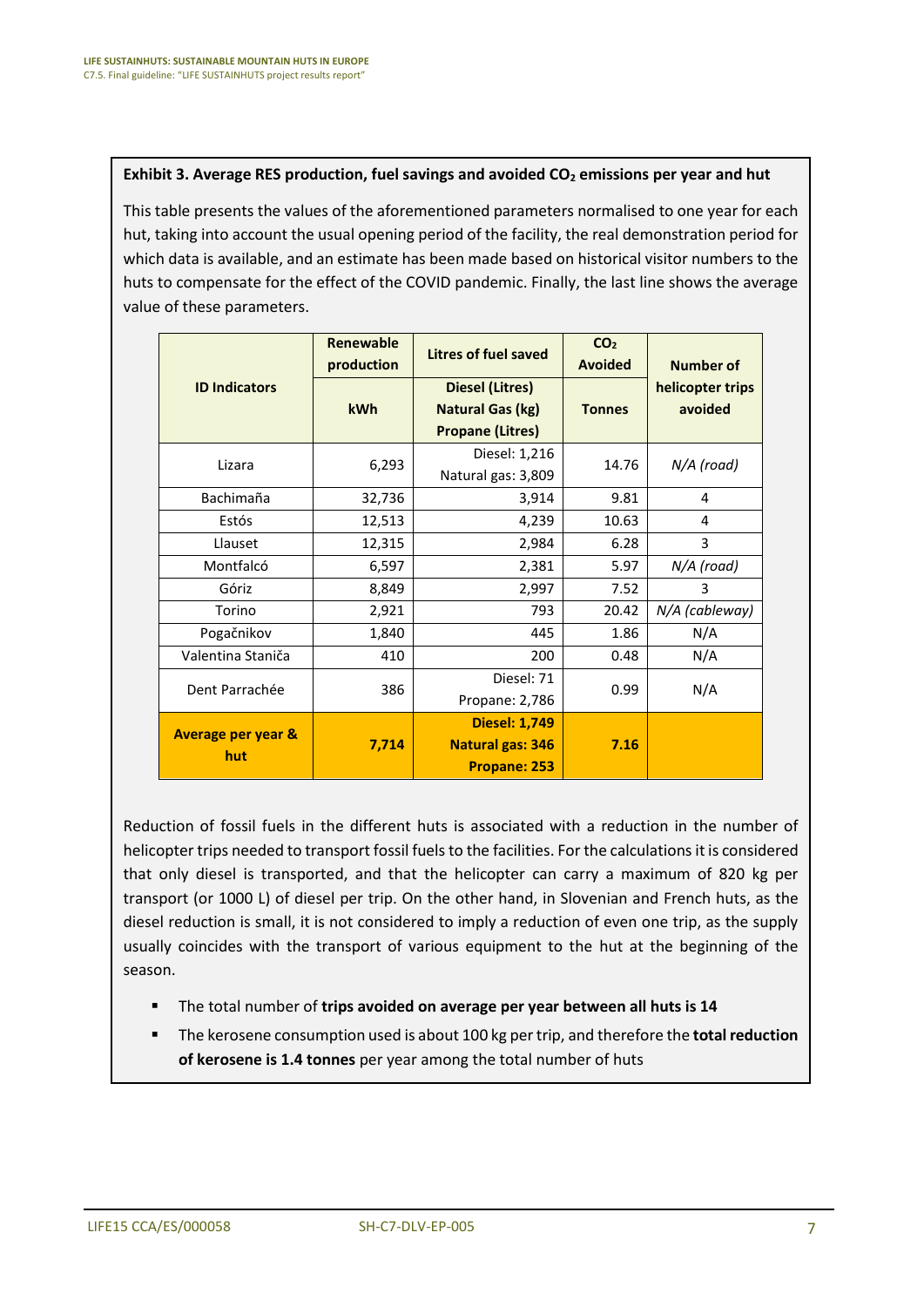**Exhibit 3. Average RES production, fuel savings and avoided $CO_2$ emissions per year and hut**

This table presents the values of the aforementioned parameters normalised to one year for each hut, taking into account the usual opening period of the facility, the real demonstration period for which data is available, and an estimate has been made based on historical visitor numbers to the huts to compensate for the effect of the COVID pandemic. Finally, the last line shows the average value of these parameters.

| ID Indicators | Renewable production | Litres of fuel saved | $CO_2$ Avoided | Number of helicopter trips avoided |
|---|---|---|---|---|
| | kWh | Diesel (Litres) Natural Gas (kg) Propane (Litres) | Tonnes | |
| Lizara | 6,293 | Diesel: 1,216 Natural gas: 3,809 | 14.76 | *N/A (road)* |
| Bachimaña | 32,736 | 3,914 | 9.81 | 4 |
| Estós | 12,513 | 4,239 | 10.63 | 4 |
| Llauset | 12,315 | 2,984 | 6.28 | 3 |
| Montfalcó | 6,597 | 2,381 | 5.97 | *N/A (road)* |
| Góriz | 8,849 | 2,997 | 7.52 | 3 |
| Torino | 2,921 | 793 | 20.42 | *N/A (cableway)* |
| Pogačnikov | 1,840 | 445 | 1.86 | N/A |
| Valentina Staniča | 410 | 200 | 0.48 | N/A |
| Dent Parrachée | 386 | Diesel: 71 Propane: 2,786 | 0.99 | N/A |
| **Average per year & hut** | **7,714** | **Diesel: 1,749 Natural gas: 346 Propane: 253** | **7.16** | |

Reduction of fossil fuels in the different huts is associated with a reduction in the number of helicopter trips needed to transport fossil fuels to the facilities. For the calculations it is considered that only diesel is transported, and that the helicopter can carry a maximum of 820 kg per transport (or 1000 L) of diesel per trip. On the other hand, in Slovenian and French huts, as the diesel reduction is small, it is not considered to imply a reduction of even one trip, as the supply usually coincides with the transport of various equipment to the hut at the beginning of the season.

- The total number of **trips avoided on average per year between all huts is 14**
- The kerosene consumption used is about 100 kg per trip, and therefore the **total reduction of kerosene is 1.4 tonnes** per year among the total number of huts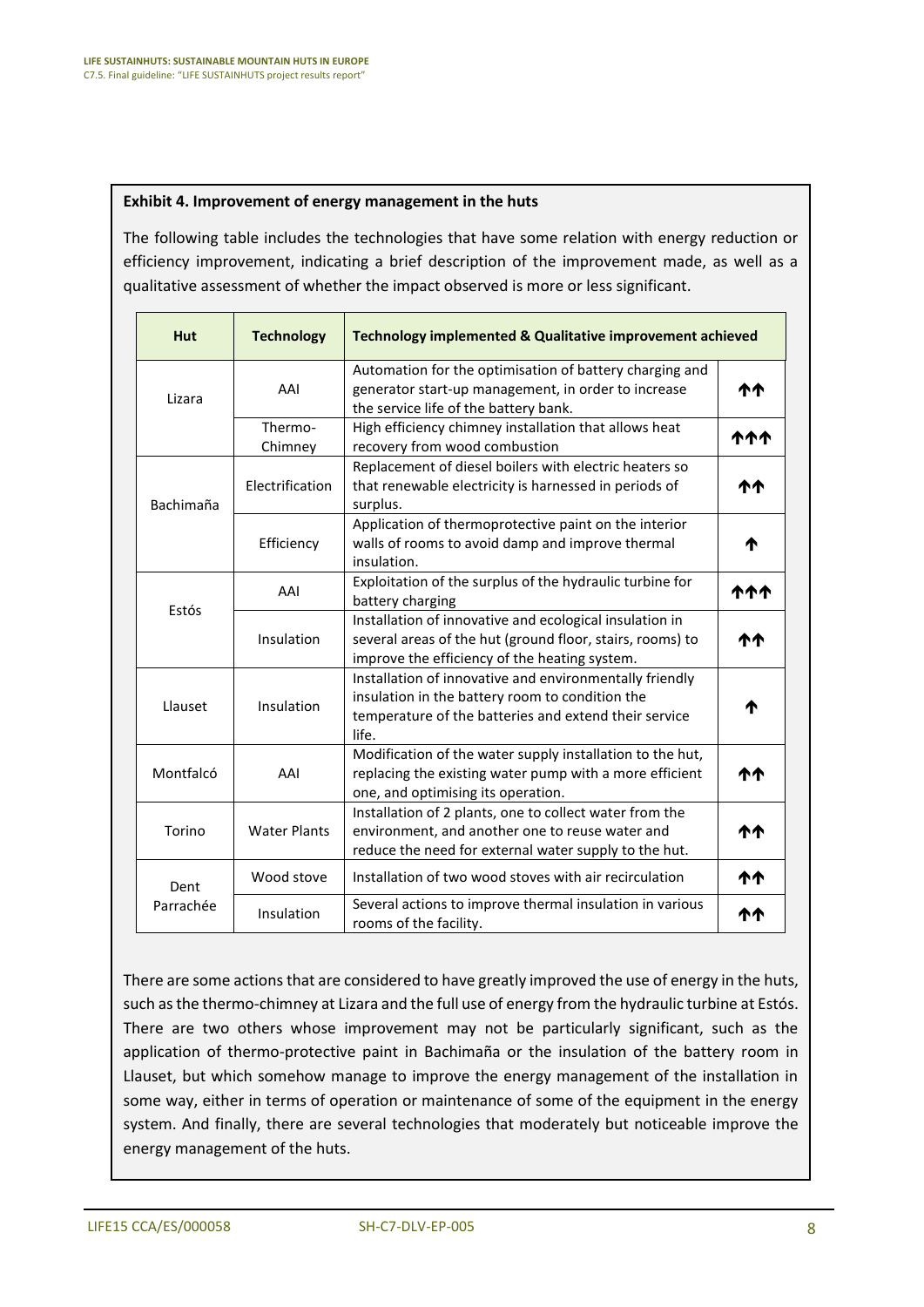**Exhibit 4. Improvement of energy management in the huts**

The following table includes the technologies that have some relation with energy reduction or efficiency improvement, indicating a brief description of the improvement made, as well as a qualitative assessment of whether the impact observed is more or less significant.

| Hut | Technology | Technology implemented & Qualitative improvement achieved | |
|---|---|---|---|
| Lizara | AAI | Automation for the optimisation of battery charging and generator start-up management, in order to increase the service life of the battery bank. | ↑↑ |
| | Thermo-Chimney | High efficiency chimney installation that allows heat recovery from wood combustion | ↑↑↑ |
| Bachimaña | Electrification | Replacement of diesel boilers with electric heaters so that renewable electricity is harnessed in periods of surplus. | ↑↑ |
| | Efficiency | Application of thermoprotective paint on the interior walls of rooms to avoid damp and improve thermal insulation. | ↑ |
| Estós | AAI | Exploitation of the surplus of the hydraulic turbine for battery charging | ↑↑↑ |
| | Insulation | Installation of innovative and ecological insulation in several areas of the hut (ground floor, stairs, rooms) to improve the efficiency of the heating system. | ↑↑ |
| Llauset | Insulation | Installation of innovative and environmentally friendly insulation in the battery room to condition the temperature of the batteries and extend their service life. | ↑ |
| Montfalcó | AAI | Modification of the water supply installation to the hut, replacing the existing water pump with a more efficient one, and optimising its operation. | ↑↑ |
| Torino | Water Plants | Installation of 2 plants, one to collect water from the environment, and another one to reuse water and reduce the need for external water supply to the hut. | ↑↑ |
| Dent Parrachée | Wood stove | Installation of two wood stoves with air recirculation | ↑↑ |
| | Insulation | Several actions to improve thermal insulation in various rooms of the facility. | ↑↑ |

There are some actions that are considered to have greatly improved the use of energy in the huts, such as the thermo-chimney at Lizara and the full use of energy from the hydraulic turbine at Estós. There are two others whose improvement may not be particularly significant, such as the application of thermo-protective paint in Bachimaña or the insulation of the battery room in Llauset, but which somehow manage to improve the energy management of the installation in some way, either in terms of operation or maintenance of some of the equipment in the energy system. And finally, there are several technologies that moderately but noticeable improve the energy management of the huts.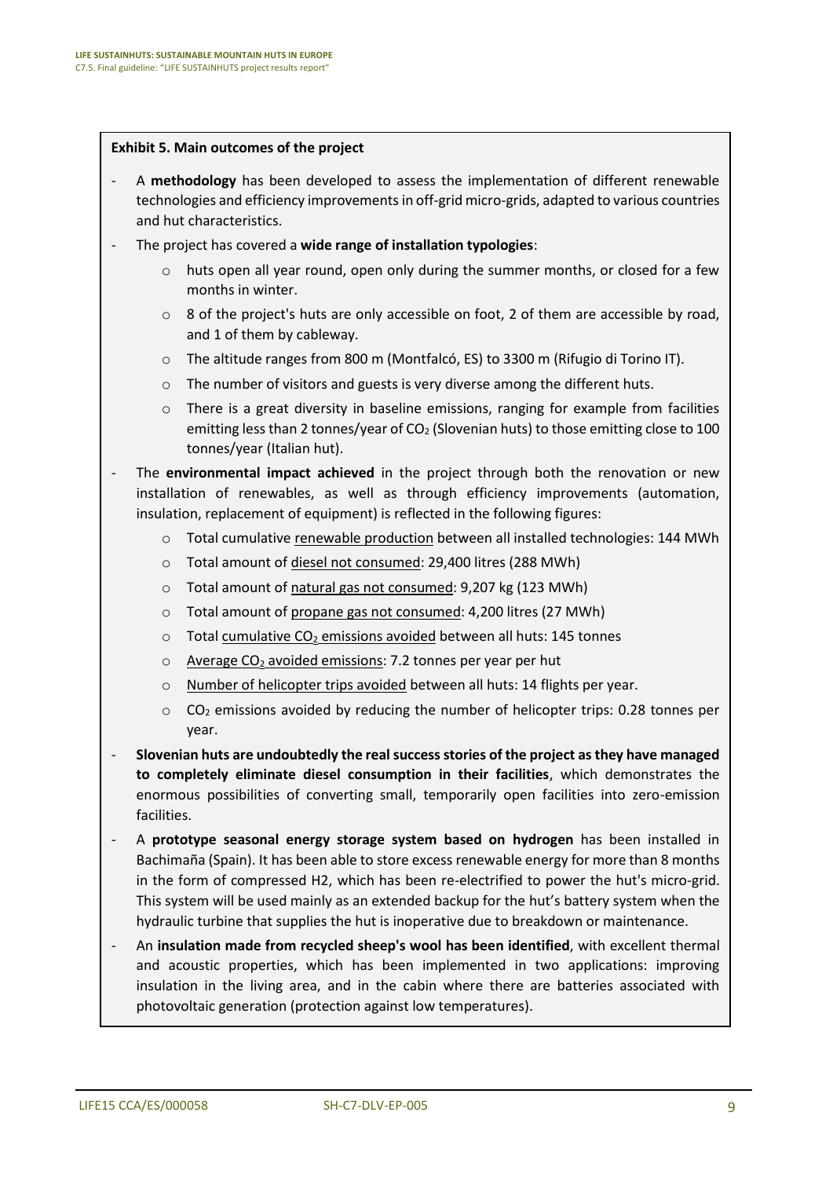**Exhibit 5. Main outcomes of the project**

- A **methodology** has been developed to assess the implementation of different renewable technologies and efficiency improvements in off-grid micro-grids, adapted to various countries and hut characteristics.
- The project has covered a **wide range of installation typologies**:
    - huts open all year round, open only during the summer months, or closed for a few months in winter.
    - 8 of the project's huts are only accessible on foot, 2 of them are accessible by road, and 1 of them by cableway.
    - The altitude ranges from 800 m (Montfalcó, ES) to 3300 m (Rifugio di Torino IT).
    - The number of visitors and guests is very diverse among the different huts.
    - There is a great diversity in baseline emissions, ranging for example from facilities emitting less than 2 tonnes/year of $CO_2$ (Slovenian huts) to those emitting close to 100 tonnes/year (Italian hut).
- The **environmental impact achieved** in the project through both the renovation or new installation of renewables, as well as through efficiency improvements (automation, insulation, replacement of equipment) is reflected in the following figures:
    - Total cumulative renewable production between all installed technologies: 144 MWh
    - Total amount of diesel not consumed: 29,400 litres (288 MWh)
    - Total amount of natural gas not consumed: 9,207 kg (123 MWh)
    - Total amount of propane gas not consumed: 4,200 litres (27 MWh)
    - Total cumulative $CO_2$ emissions avoided between all huts: 145 tonnes
    - Average $CO_2$ avoided emissions: 7.2 tonnes per year per hut
    - Number of helicopter trips avoided between all huts: 14 flights per year.
    - $CO_2$ emissions avoided by reducing the number of helicopter trips: 0.28 tonnes per year.
- **Slovenian huts are undoubtedly the real success stories of the project as they have managed to completely eliminate diesel consumption in their facilities**, which demonstrates the enormous possibilities of converting small, temporarily open facilities into zero-emission facilities.
- A **prototype seasonal energy storage system based on hydrogen** has been installed in Bachimaña (Spain). It has been able to store excess renewable energy for more than 8 months in the form of compressed H2, which has been re-electrified to power the hut's micro-grid. This system will be used mainly as an extended backup for the hut's battery system when the hydraulic turbine that supplies the hut is inoperative due to breakdown or maintenance.
- An **insulation made from recycled sheep's wool has been identified**, with excellent thermal and acoustic properties, which has been implemented in two applications: improving insulation in the living area, and in the cabin where there are batteries associated with photovoltaic generation (protection against low temperatures).